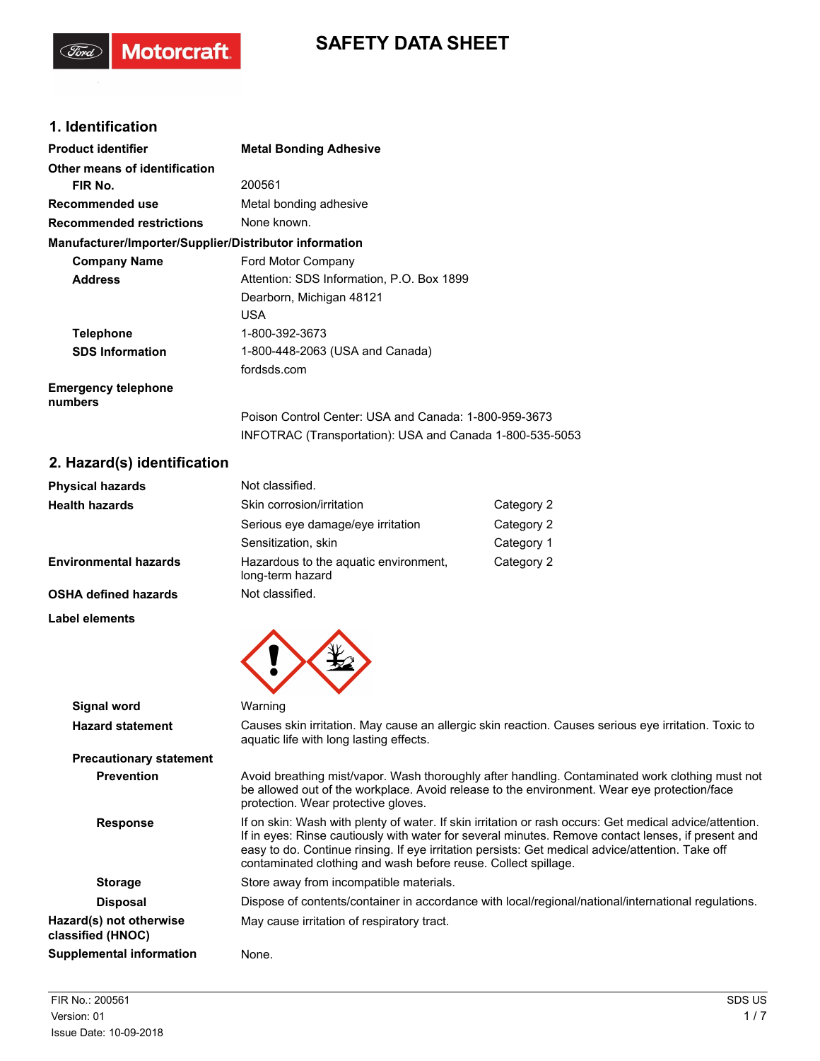# SAFETY DATA SHEET

## 1. Identification

| | |
|---|---|
| **Product identifier** | **Metal Bonding Adhesive** |
| **Other means of identification** | |
| **FIR No.** | 200561 |
| **Recommended use** | Metal bonding adhesive |
| **Recommended restrictions** | None known. |

**Manufacturer/Importer/Supplier/Distributor information**

| | |
|---|---|
| **Company Name** | Ford Motor Company |
| **Address** | Attention: SDS Information, P.O. Box 1899<br>Dearborn, Michigan 48121<br>USA |
| **Telephone** | 1-800-392-3673 |
| **SDS Information** | 1-800-448-2063 (USA and Canada)<br>fordsds.com |
| **Emergency telephone numbers** | Poison Control Center: USA and Canada: 1-800-959-3673<br>INFOTRAC (Transportation): USA and Canada 1-800-535-5053 |

## 2. Hazard(s) identification

| | | |
|---|---|---|
| **Physical hazards** | Not classified. | |
| **Health hazards** | Skin corrosion/irritation | Category 2 |
| | Serious eye damage/eye irritation | Category 2 |
| | Sensitization, skin | Category 1 |
| **Environmental hazards** | Hazardous to the aquatic environment, long-term hazard | Category 2 |
| **OSHA defined hazards** | Not classified. | |

**Label elements**

**Signal word** Warning

**Hazard statement** Causes skin irritation. May cause an allergic skin reaction. Causes serious eye irritation. Toxic to aquatic life with long lasting effects.

**Precautionary statement**

**Prevention** Avoid breathing mist/vapor. Wash thoroughly after handling. Contaminated work clothing must not be allowed out of the workplace. Avoid release to the environment. Wear eye protection/face protection. Wear protective gloves.

**Response** If on skin: Wash with plenty of water. If skin irritation or rash occurs: Get medical advice/attention. If in eyes: Rinse cautiously with water for several minutes. Remove contact lenses, if present and easy to do. Continue rinsing. If eye irritation persists: Get medical advice/attention. Take off contaminated clothing and wash before reuse. Collect spillage.

**Storage** Store away from incompatible materials.

**Disposal** Dispose of contents/container in accordance with local/regional/national/international regulations.

**Hazard(s) not otherwise classified (HNOC)** May cause irritation of respiratory tract.

**Supplemental information** None.

FIR No.: 200561
Version: 01
Issue Date: 10-09-2018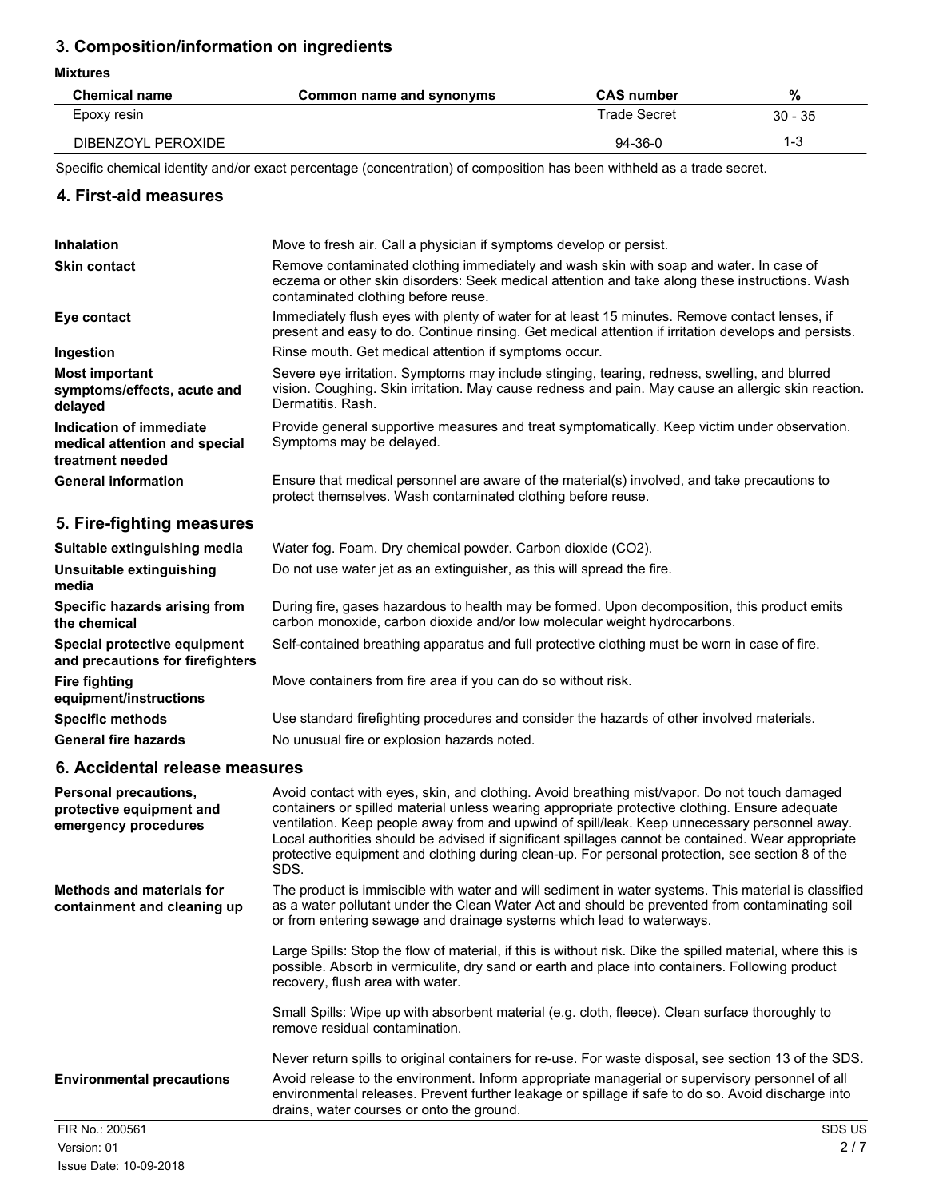## 3. Composition/information on ingredients

**Mixtures**

| Chemical name | Common name and synonyms | CAS number | % |
|---|---|---|---|
| Epoxy resin | | Trade Secret | 30 - 35 |
| DIBENZOYL PEROXIDE | | 94-36-0 | 1-3 |

Specific chemical identity and/or exact percentage (concentration) of composition has been withheld as a trade secret.

## 4. First-aid measures

**Inhalation**
Move to fresh air. Call a physician if symptoms develop or persist.

**Skin contact**
Remove contaminated clothing immediately and wash skin with soap and water. In case of eczema or other skin disorders: Seek medical attention and take along these instructions. Wash contaminated clothing before reuse.

**Eye contact**
Immediately flush eyes with plenty of water for at least 15 minutes. Remove contact lenses, if present and easy to do. Continue rinsing. Get medical attention if irritation develops and persists.

**Ingestion**
Rinse mouth. Get medical attention if symptoms occur.

**Most important symptoms/effects, acute and delayed**
Severe eye irritation. Symptoms may include stinging, tearing, redness, swelling, and blurred vision. Coughing. Skin irritation. May cause redness and pain. May cause an allergic skin reaction. Dermatitis. Rash.

**Indication of immediate medical attention and special treatment needed**
Provide general supportive measures and treat symptomatically. Keep victim under observation. Symptoms may be delayed.

**General information**
Ensure that medical personnel are aware of the material(s) involved, and take precautions to protect themselves. Wash contaminated clothing before reuse.

## 5. Fire-fighting measures

**Suitable extinguishing media**
Water fog. Foam. Dry chemical powder. Carbon dioxide ($CO_2$).

**Unsuitable extinguishing media**
Do not use water jet as an extinguisher, as this will spread the fire.

**Specific hazards arising from the chemical**
During fire, gases hazardous to health may be formed. Upon decomposition, this product emits carbon monoxide, carbon dioxide and/or low molecular weight hydrocarbons.

**Special protective equipment and precautions for firefighters**
Self-contained breathing apparatus and full protective clothing must be worn in case of fire.

**Fire fighting equipment/instructions**
Move containers from fire area if you can do so without risk.

**Specific methods**
Use standard firefighting procedures and consider the hazards of other involved materials.

**General fire hazards**
No unusual fire or explosion hazards noted.

## 6. Accidental release measures

**Personal precautions, protective equipment and emergency procedures**
Avoid contact with eyes, skin, and clothing. Avoid breathing mist/vapor. Do not touch damaged containers or spilled material unless wearing appropriate protective clothing. Ensure adequate ventilation. Keep people away from and upwind of spill/leak. Keep unnecessary personnel away. Local authorities should be advised if significant spillages cannot be contained. Wear appropriate protective equipment and clothing during clean-up. For personal protection, see section 8 of the SDS.

**Methods and materials for containment and cleaning up**
The product is immiscible with water and will sediment in water systems. This material is classified as a water pollutant under the Clean Water Act and should be prevented from contaminating soil or from entering sewage and drainage systems which lead to waterways.

Large Spills: Stop the flow of material, if this is without risk. Dike the spilled material, where this is possible. Absorb in vermiculite, dry sand or earth and place into containers. Following product recovery, flush area with water.

Small Spills: Wipe up with absorbent material (e.g. cloth, fleece). Clean surface thoroughly to remove residual contamination.

Never return spills to original containers for re-use. For waste disposal, see section 13 of the SDS.

**Environmental precautions**
Avoid release to the environment. Inform appropriate managerial or supervisory personnel of all environmental releases. Prevent further leakage or spillage if safe to do so. Avoid discharge into drains, water courses or onto the ground.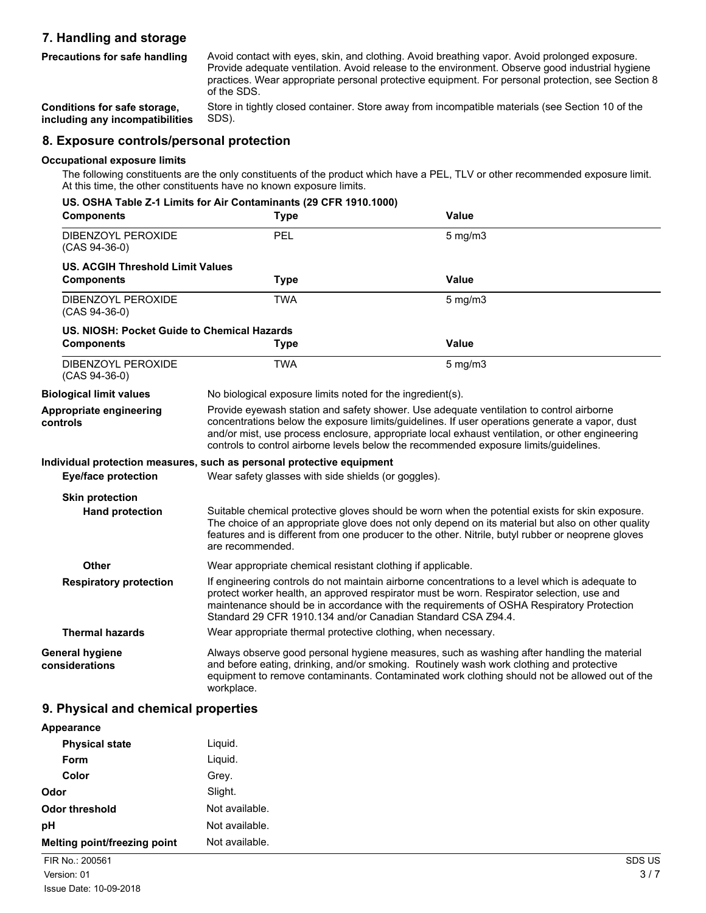## 7. Handling and storage

**Precautions for safe handling**

Avoid contact with eyes, skin, and clothing. Avoid breathing vapor. Avoid prolonged exposure. Provide adequate ventilation. Avoid release to the environment. Observe good industrial hygiene practices. Wear appropriate personal protective equipment. For personal protection, see Section 8 of the SDS.

**Conditions for safe storage, including any incompatibilities**

Store in tightly closed container. Store away from incompatible materials (see Section 10 of the SDS).

## 8. Exposure controls/personal protection

### Occupational exposure limits

The following constituents are the only constituents of the product which have a PEL, TLV or other recommended exposure limit. At this time, the other constituents have no known exposure limits.

**US. OSHA Table Z-1 Limits for Air Contaminants (29 CFR 1910.1000)**

| Components | Type | Value |
|---|---|---|
| DIBENZOYL PEROXIDE (CAS 94-36-0) | PEL | 5 mg/m3 |

**US. ACGIH Threshold Limit Values**

| Components | Type | Value |
|---|---|---|
| DIBENZOYL PEROXIDE (CAS 94-36-0) | TWA | 5 mg/m3 |

**US. NIOSH: Pocket Guide to Chemical Hazards**

| Components | Type | Value |
|---|---|---|
| DIBENZOYL PEROXIDE (CAS 94-36-0) | TWA | 5 mg/m3 |

**Biological limit values**

No biological exposure limits noted for the ingredient(s).

**Appropriate engineering controls**

Provide eyewash station and safety shower. Use adequate ventilation to control airborne concentrations below the exposure limits/guidelines. If user operations generate a vapor, dust and/or mist, use process enclosure, appropriate local exhaust ventilation, or other engineering controls to control airborne levels below the recommended exposure limits/guidelines.

### Individual protection measures, such as personal protective equipment

**Eye/face protection**

Wear safety glasses with side shields (or goggles).

**Skin protection**

**Hand protection**

Suitable chemical protective gloves should be worn when the potential exists for skin exposure. The choice of an appropriate glove does not only depend on its material but also on other quality features and is different from one producer to the other. Nitrile, butyl rubber or neoprene gloves are recommended.

**Other**

Wear appropriate chemical resistant clothing if applicable.

**Respiratory protection**

If engineering controls do not maintain airborne concentrations to a level which is adequate to protect worker health, an approved respirator must be worn. Respirator selection, use and maintenance should be in accordance with the requirements of OSHA Respiratory Protection Standard 29 CFR 1910.134 and/or Canadian Standard CSA Z94.4.

**Thermal hazards**

Wear appropriate thermal protective clothing, when necessary.

**General hygiene considerations**

Always observe good personal hygiene measures, such as washing after handling the material and before eating, drinking, and/or smoking. Routinely wash work clothing and protective equipment to remove contaminants. Contaminated work clothing should not be allowed out of the workplace.

## 9. Physical and chemical properties

**Appearance**

- **Physical state**: Liquid.
- **Form**: Liquid.
- **Color**: Grey.

**Odor**: Slight.

**Odor threshold**: Not available.

**pH**: Not available.

**Melting point/freezing point**: Not available.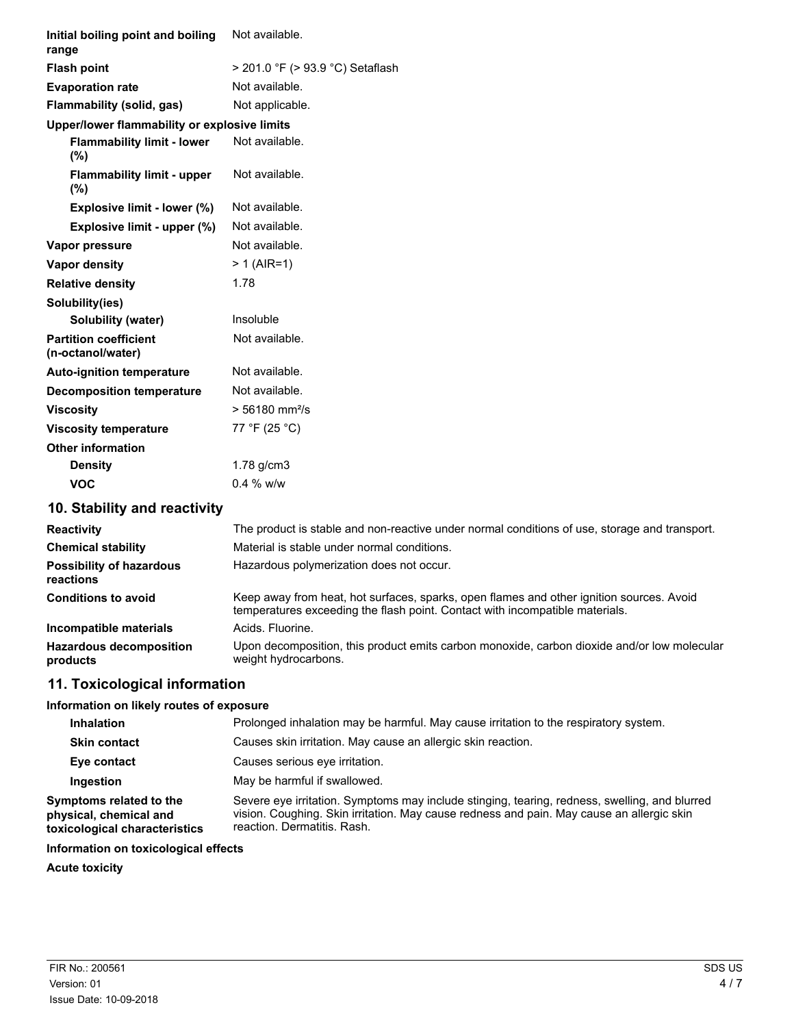| Property | Value |
| --- | --- |
| **Initial boiling point and boiling range** | Not available. |
| **Flash point** | > 201.0 °F (> 93.9 °C) Setaflash |
| **Evaporation rate** | Not available. |
| **Flammability (solid, gas)** | Not applicable. |
| **Upper/lower flammability or explosive limits** | |
| **Flammability limit - lower (%)** | Not available. |
| **Flammability limit - upper (%)** | Not available. |
| **Explosive limit - lower (%)** | Not available. |
| **Explosive limit - upper (%)** | Not available. |
| **Vapor pressure** | Not available. |
| **Vapor density** | > 1 (AIR=1) |
| **Relative density** | 1.78 |
| **Solubility(ies)** | |
| **Solubility (water)** | Insoluble |
| **Partition coefficient (n-octanol/water)** | Not available. |
| **Auto-ignition temperature** | Not available. |
| **Decomposition temperature** | Not available. |
| **Viscosity** | > 56180 mm²/s |
| **Viscosity temperature** | 77 °F (25 °C) |
| **Other information** | |
| **Density** | 1.78 g/cm3 |
| **VOC** | 0.4 % w/w |

## 10. Stability and reactivity

| | |
| --- | --- |
| **Reactivity** | The product is stable and non-reactive under normal conditions of use, storage and transport. |
| **Chemical stability** | Material is stable under normal conditions. |
| **Possibility of hazardous reactions** | Hazardous polymerization does not occur. |
| **Conditions to avoid** | Keep away from heat, hot surfaces, sparks, open flames and other ignition sources. Avoid temperatures exceeding the flash point. Contact with incompatible materials. |
| **Incompatible materials** | Acids. Fluorine. |
| **Hazardous decomposition products** | Upon decomposition, this product emits carbon monoxide, carbon dioxide and/or low molecular weight hydrocarbons. |

## 11. Toxicological information

**Information on likely routes of exposure**

| | |
| --- | --- |
| **Inhalation** | Prolonged inhalation may be harmful. May cause irritation to the respiratory system. |
| **Skin contact** | Causes skin irritation. May cause an allergic skin reaction. |
| **Eye contact** | Causes serious eye irritation. |
| **Ingestion** | May be harmful if swallowed. |
| **Symptoms related to the physical, chemical and toxicological characteristics** | Severe eye irritation. Symptoms may include stinging, tearing, redness, swelling, and blurred vision. Coughing. Skin irritation. May cause redness and pain. May cause an allergic skin reaction. Dermatitis. Rash. |

**Information on toxicological effects**

**Acute toxicity**

FIR No.: 200561
Version: 01
Issue Date: 10-09-2018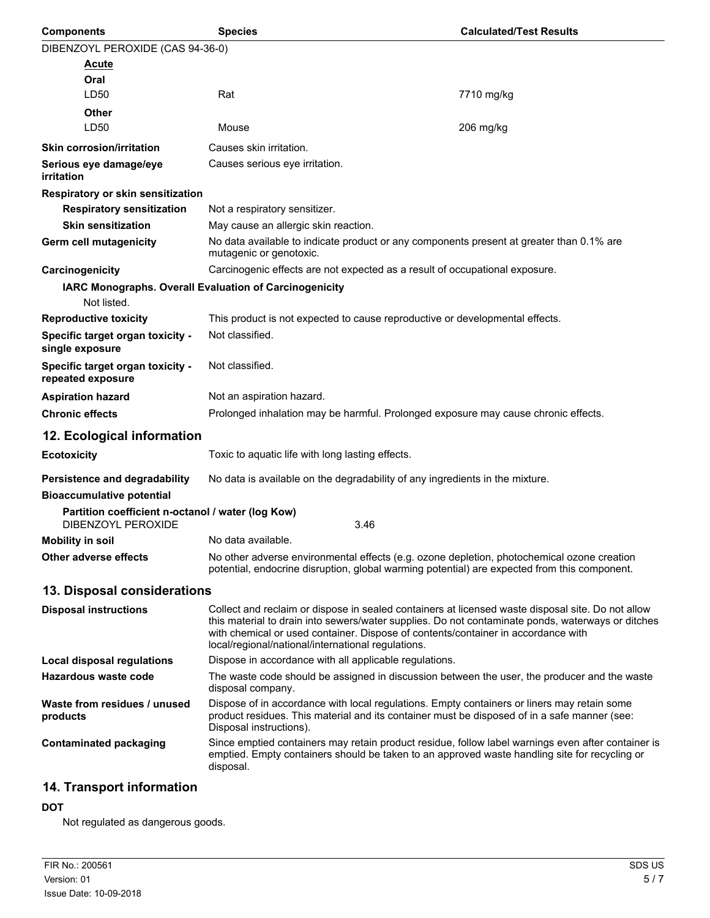| Components | Species | Calculated/Test Results |
| --- | --- | --- |
| DIBENZOYL PEROXIDE (CAS 94-36-0) | | |
| **Acute** | | |
| **Oral** | | |
| LD50 | Rat | 7710 mg/kg |
| **Other** | | |
| LD50 | Mouse | 206 mg/kg |

**Skin corrosion/irritation** Causes skin irritation.

**Serious eye damage/eye irritation** Causes serious eye irritation.

**Respiratory or skin sensitization**

**Respiratory sensitization** Not a respiratory sensitizer.

**Skin sensitization** May cause an allergic skin reaction.

**Germ cell mutagenicity** No data available to indicate product or any components present at greater than 0.1% are mutagenic or genotoxic.

**Carcinogenicity** Carcinogenic effects are not expected as a result of occupational exposure.

**IARC Monographs. Overall Evaluation of Carcinogenicity**

Not listed.

**Reproductive toxicity** This product is not expected to cause reproductive or developmental effects.

**Specific target organ toxicity - single exposure** Not classified.

**Specific target organ toxicity - repeated exposure** Not classified.

**Aspiration hazard** Not an aspiration hazard.

**Chronic effects** Prolonged inhalation may be harmful. Prolonged exposure may cause chronic effects.

## 12. Ecological information

**Ecotoxicity** Toxic to aquatic life with long lasting effects.

**Persistence and degradability** No data is available on the degradability of any ingredients in the mixture.

**Bioaccumulative potential**

**Partition coefficient n-octanol / water (log Kow)**

DIBENZOYL PEROXIDE 3.46

**Mobility in soil** No data available.

**Other adverse effects** No other adverse environmental effects (e.g. ozone depletion, photochemical ozone creation potential, endocrine disruption, global warming potential) are expected from this component.

## 13. Disposal considerations

**Disposal instructions** Collect and reclaim or dispose in sealed containers at licensed waste disposal site. Do not allow this material to drain into sewers/water supplies. Do not contaminate ponds, waterways or ditches with chemical or used container. Dispose of contents/container in accordance with local/regional/national/international regulations.

**Local disposal regulations** Dispose in accordance with all applicable regulations.

**Hazardous waste code** The waste code should be assigned in discussion between the user, the producer and the waste disposal company.

**Waste from residues / unused products** Dispose of in accordance with local regulations. Empty containers or liners may retain some product residues. This material and its container must be disposed of in a safe manner (see: Disposal instructions).

**Contaminated packaging** Since emptied containers may retain product residue, follow label warnings even after container is emptied. Empty containers should be taken to an approved waste handling site for recycling or disposal.

## 14. Transport information

**DOT**

Not regulated as dangerous goods.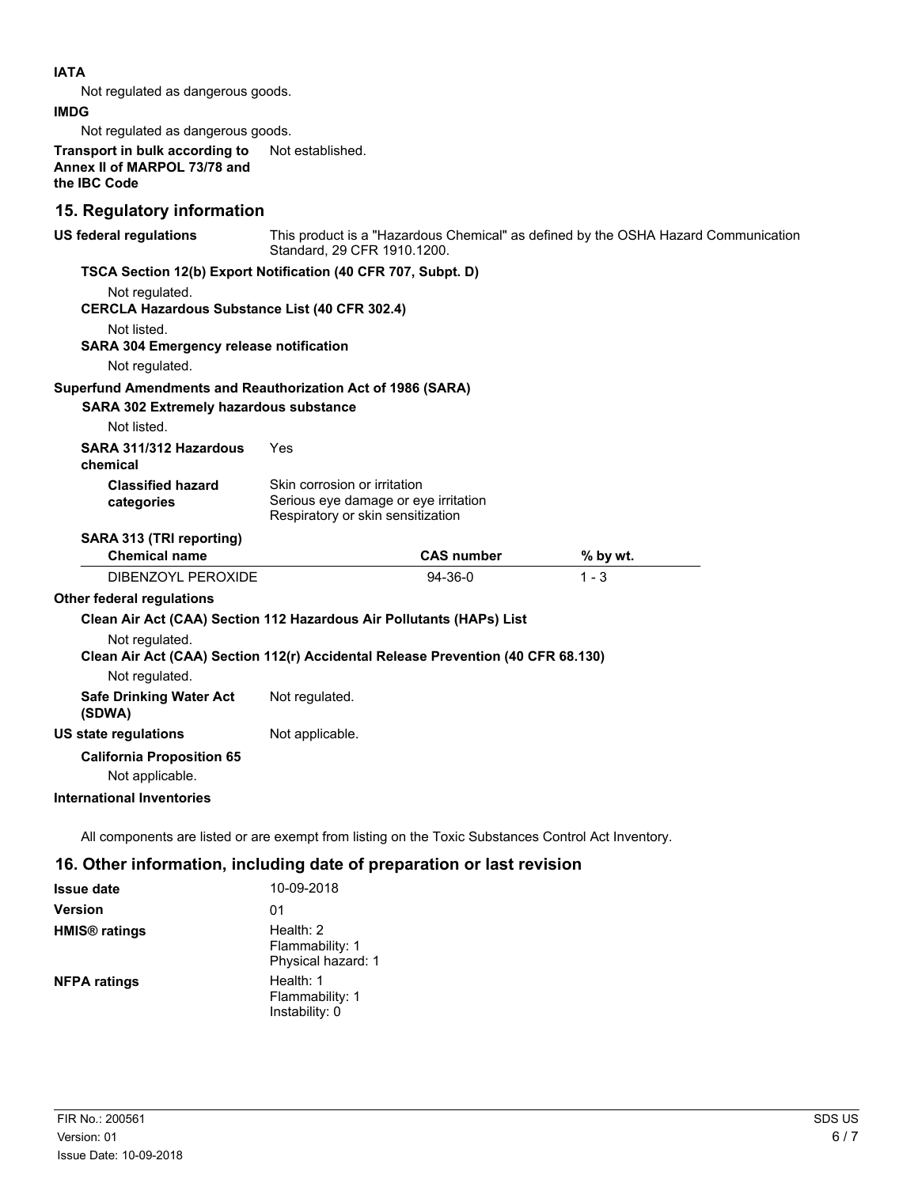**IATA**

Not regulated as dangerous goods.

**IMDG**

Not regulated as dangerous goods.

**Transport in bulk according to Annex II of MARPOL 73/78 and the IBC Code** Not established.

## 15. Regulatory information

**US federal regulations** This product is a "Hazardous Chemical" as defined by the OSHA Hazard Communication Standard, 29 CFR 1910.1200.

**TSCA Section 12(b) Export Notification (40 CFR 707, Subpt. D)**

Not regulated.

**CERCLA Hazardous Substance List (40 CFR 302.4)**

Not listed.

**SARA 304 Emergency release notification**

Not regulated.

**Superfund Amendments and Reauthorization Act of 1986 (SARA)**

**SARA 302 Extremely hazardous substance**

Not listed.

**SARA 311/312 Hazardous chemical** Yes

**Classified hazard categories**
Skin corrosion or irritation
Serious eye damage or eye irritation
Respiratory or skin sensitization

**SARA 313 (TRI reporting)**

| Chemical name | CAS number | % by wt. |
|---|---|---|
| DIBENZOYL PEROXIDE | 94-36-0 | 1 - 3 |

**Other federal regulations**

**Clean Air Act (CAA) Section 112 Hazardous Air Pollutants (HAPs) List**

Not regulated.

**Clean Air Act (CAA) Section 112(r) Accidental Release Prevention (40 CFR 68.130)**

Not regulated.

**Safe Drinking Water Act (SDWA)** Not regulated.

**US state regulations** Not applicable.

**California Proposition 65**

Not applicable.

**International Inventories**

All components are listed or are exempt from listing on the Toxic Substances Control Act Inventory.

## 16. Other information, including date of preparation or last revision

**Issue date** 10-09-2018

**Version** 01

**HMIS® ratings**
Health: 2
Flammability: 1
Physical hazard: 1

**NFPA ratings**
Health: 1
Flammability: 1
Instability: 0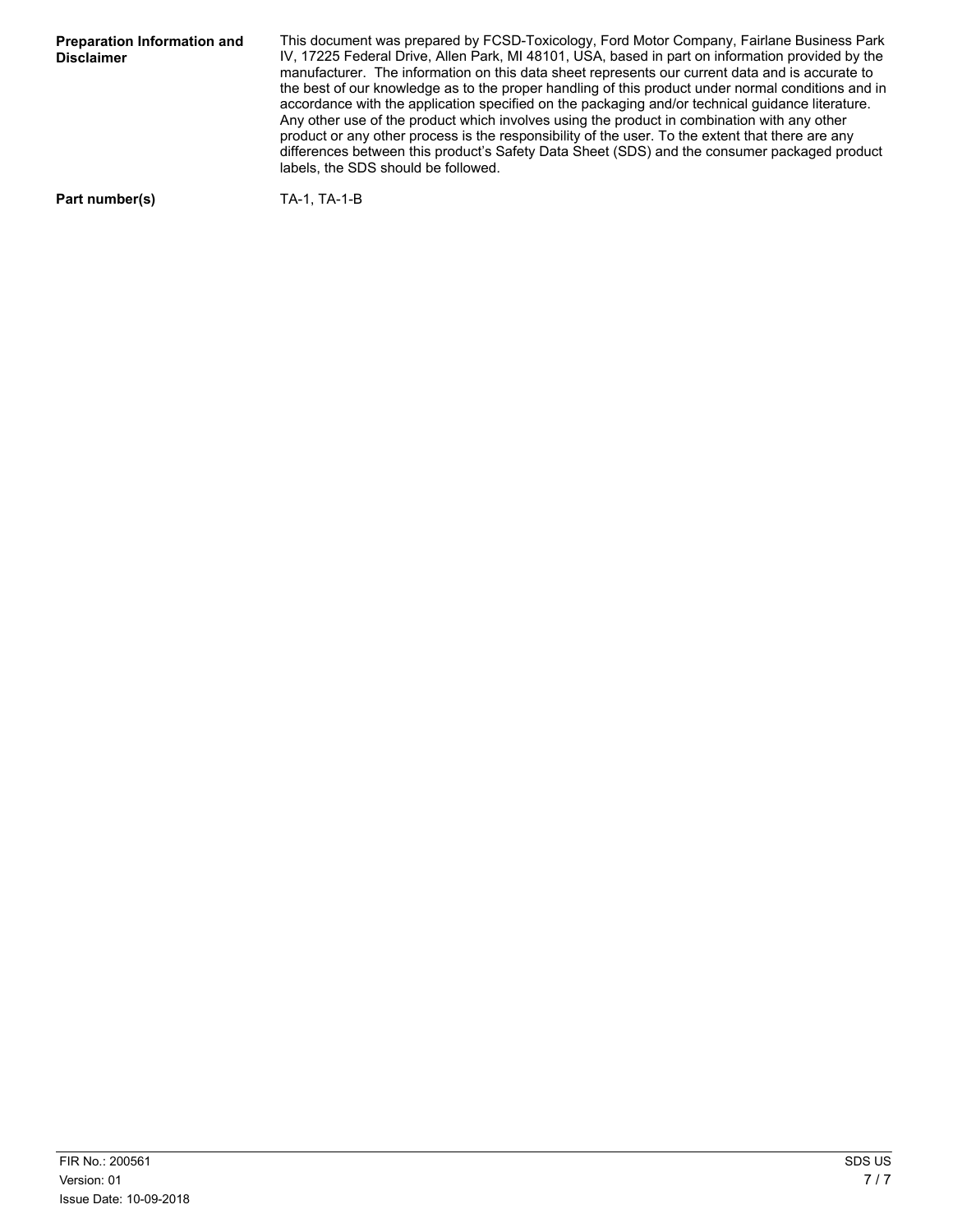**Preparation Information and Disclaimer**

This document was prepared by FCSD-Toxicology, Ford Motor Company, Fairlane Business Park IV, 17225 Federal Drive, Allen Park, MI 48101, USA, based in part on information provided by the manufacturer. The information on this data sheet represents our current data and is accurate to the best of our knowledge as to the proper handling of this product under normal conditions and in accordance with the application specified on the packaging and/or technical guidance literature. Any other use of the product which involves using the product in combination with any other product or any other process is the responsibility of the user. To the extent that there are any differences between this product's Safety Data Sheet (SDS) and the consumer packaged product labels, the SDS should be followed.

**Part number(s)**

TA-1, TA-1-B

FIR No.: 200561
Version: 01
Issue Date: 10-09-2018